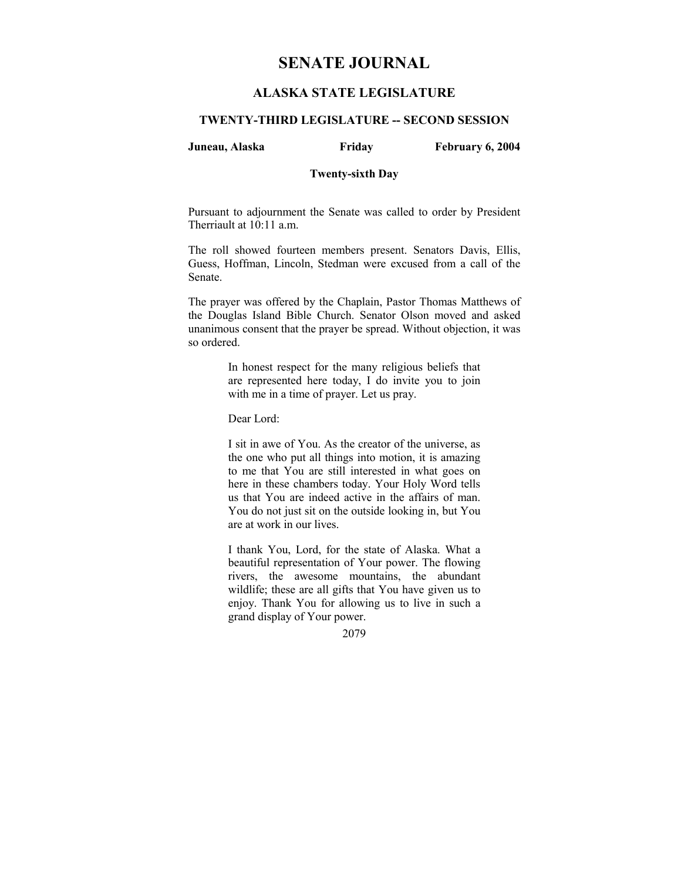# SENATE JOURNAL

## ALASKA STATE LEGISLATURE

### TWENTY-THIRD LEGISLATURE -- SECOND SESSION

**Juneau, Alaska** **Friday** **February 6, 2004**

**Twenty-sixth Day**

Pursuant to adjournment the Senate was called to order by President Therriault at 10:11 a.m.

The roll showed fourteen members present. Senators Davis, Ellis, Guess, Hoffman, Lincoln, Stedman were excused from a call of the Senate.

The prayer was offered by the Chaplain, Pastor Thomas Matthews of the Douglas Island Bible Church. Senator Olson moved and asked unanimous consent that the prayer be spread. Without objection, it was so ordered.

> In honest respect for the many religious beliefs that are represented here today, I do invite you to join with me in a time of prayer. Let us pray.
>
> Dear Lord:
>
> I sit in awe of You. As the creator of the universe, as the one who put all things into motion, it is amazing to me that You are still interested in what goes on here in these chambers today. Your Holy Word tells us that You are indeed active in the affairs of man. You do not just sit on the outside looking in, but You are at work in our lives.
>
> I thank You, Lord, for the state of Alaska. What a beautiful representation of Your power. The flowing rivers, the awesome mountains, the abundant wildlife; these are all gifts that You have given us to enjoy. Thank You for allowing us to live in such a grand display of Your power.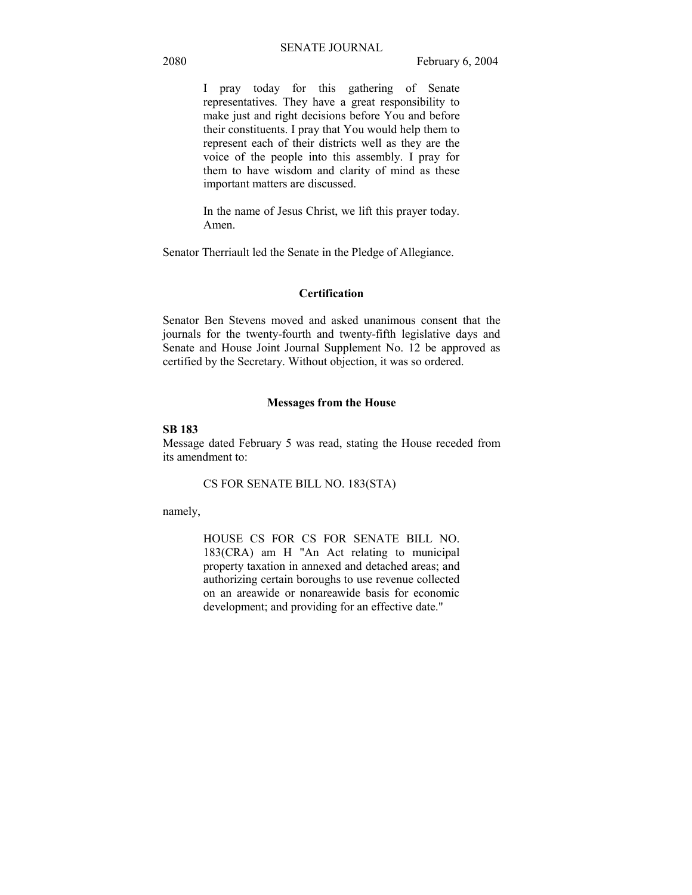I pray today for this gathering of Senate representatives. They have a great responsibility to make just and right decisions before You and before their constituents. I pray that You would help them to represent each of their districts well as they are the voice of the people into this assembly. I pray for them to have wisdom and clarity of mind as these important matters are discussed.

In the name of Jesus Christ, we lift this prayer today. Amen.

Senator Therriault led the Senate in the Pledge of Allegiance.

## Certification

Senator Ben Stevens moved and asked unanimous consent that the journals for the twenty-fourth and twenty-fifth legislative days and Senate and House Joint Journal Supplement No. 12 be approved as certified by the Secretary. Without objection, it was so ordered.

## Messages from the House

**SB 183**

Message dated February 5 was read, stating the House receded from its amendment to:

CS FOR SENATE BILL NO. 183(STA)

namely,

HOUSE CS FOR CS FOR SENATE BILL NO. 183(CRA) am H "An Act relating to municipal property taxation in annexed and detached areas; and authorizing certain boroughs to use revenue collected on an areawide or nonareawide basis for economic development; and providing for an effective date."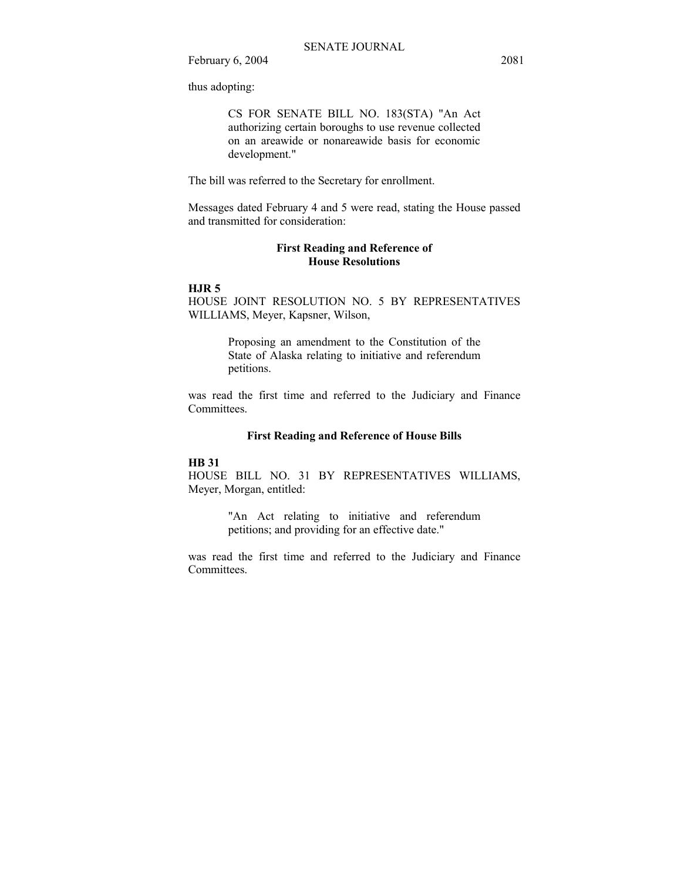thus adopting:

> CS FOR SENATE BILL NO. 183(STA) "An Act authorizing certain boroughs to use revenue collected on an areawide or nonareawide basis for economic development."

The bill was referred to the Secretary for enrollment.

Messages dated February 4 and 5 were read, stating the House passed and transmitted for consideration:

## First Reading and Reference of House Resolutions

**HJR 5**
HOUSE JOINT RESOLUTION NO. 5 BY REPRESENTATIVES WILLIAMS, Meyer, Kapsner, Wilson,

> Proposing an amendment to the Constitution of the State of Alaska relating to initiative and referendum petitions.

was read the first time and referred to the Judiciary and Finance Committees.

## First Reading and Reference of House Bills

**HB 31**
HOUSE BILL NO. 31 BY REPRESENTATIVES WILLIAMS, Meyer, Morgan, entitled:

> "An Act relating to initiative and referendum petitions; and providing for an effective date."

was read the first time and referred to the Judiciary and Finance Committees.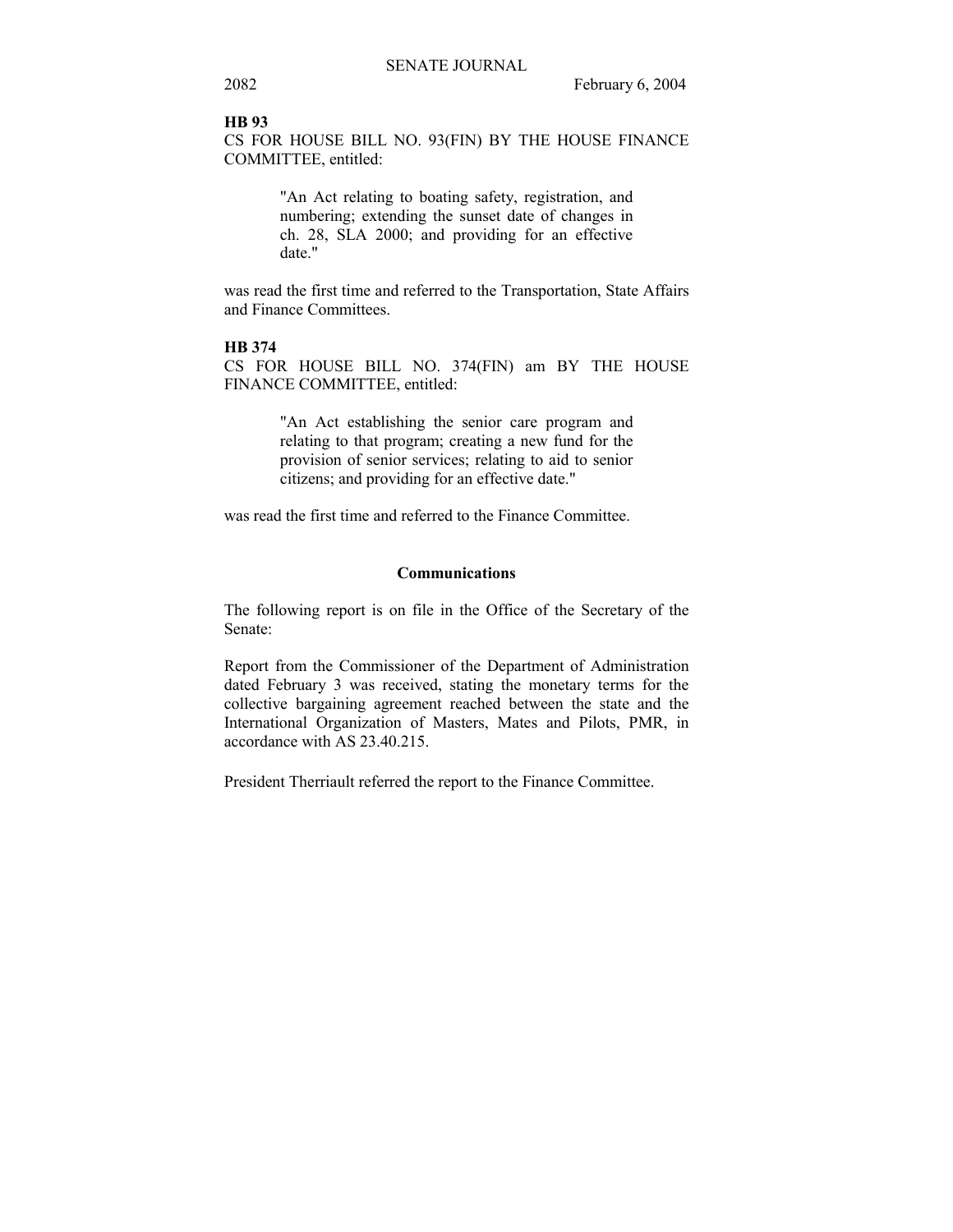**HB 93**

CS FOR HOUSE BILL NO. 93(FIN) BY THE HOUSE FINANCE COMMITTEE, entitled:

> "An Act relating to boating safety, registration, and numbering; extending the sunset date of changes in ch. 28, SLA 2000; and providing for an effective date."

was read the first time and referred to the Transportation, State Affairs and Finance Committees.

**HB 374**

CS FOR HOUSE BILL NO. 374(FIN) am BY THE HOUSE FINANCE COMMITTEE, entitled:

> "An Act establishing the senior care program and relating to that program; creating a new fund for the provision of senior services; relating to aid to senior citizens; and providing for an effective date."

was read the first time and referred to the Finance Committee.

## Communications

The following report is on file in the Office of the Secretary of the Senate:

Report from the Commissioner of the Department of Administration dated February 3 was received, stating the monetary terms for the collective bargaining agreement reached between the state and the International Organization of Masters, Mates and Pilots, PMR, in accordance with AS 23.40.215.

President Therriault referred the report to the Finance Committee.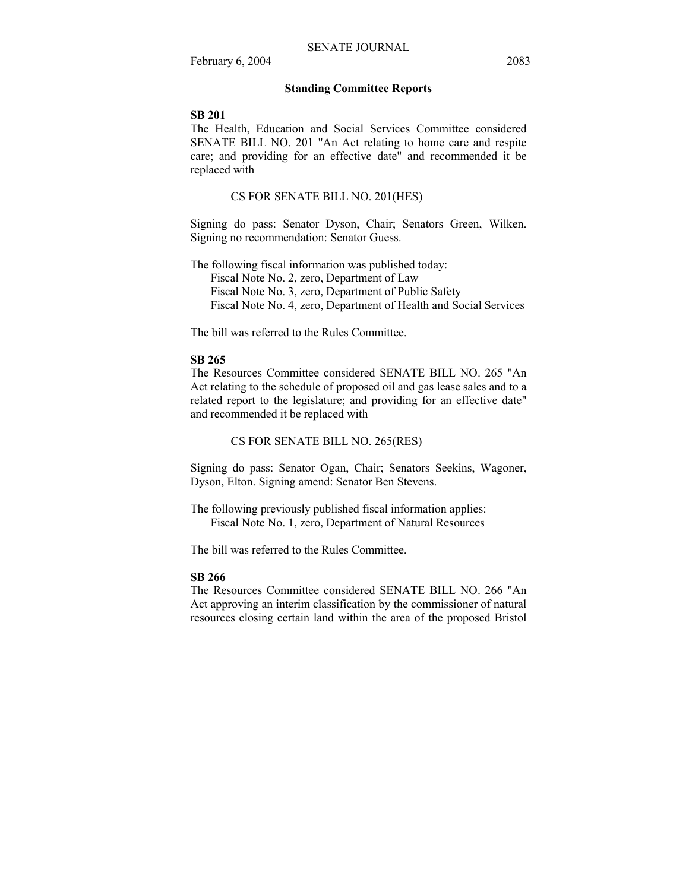## Standing Committee Reports

**SB 201**

The Health, Education and Social Services Committee considered SENATE BILL NO. 201 "An Act relating to home care and respite care; and providing for an effective date" and recommended it be replaced with

CS FOR SENATE BILL NO. 201(HES)

Signing do pass: Senator Dyson, Chair; Senators Green, Wilken. Signing no recommendation: Senator Guess.

The following fiscal information was published today:
Fiscal Note No. 2, zero, Department of Law
Fiscal Note No. 3, zero, Department of Public Safety
Fiscal Note No. 4, zero, Department of Health and Social Services

The bill was referred to the Rules Committee.

**SB 265**

The Resources Committee considered SENATE BILL NO. 265 "An Act relating to the schedule of proposed oil and gas lease sales and to a related report to the legislature; and providing for an effective date" and recommended it be replaced with

CS FOR SENATE BILL NO. 265(RES)

Signing do pass: Senator Ogan, Chair; Senators Seekins, Wagoner, Dyson, Elton. Signing amend: Senator Ben Stevens.

The following previously published fiscal information applies:
Fiscal Note No. 1, zero, Department of Natural Resources

The bill was referred to the Rules Committee.

**SB 266**

The Resources Committee considered SENATE BILL NO. 266 "An Act approving an interim classification by the commissioner of natural resources closing certain land within the area of the proposed Bristol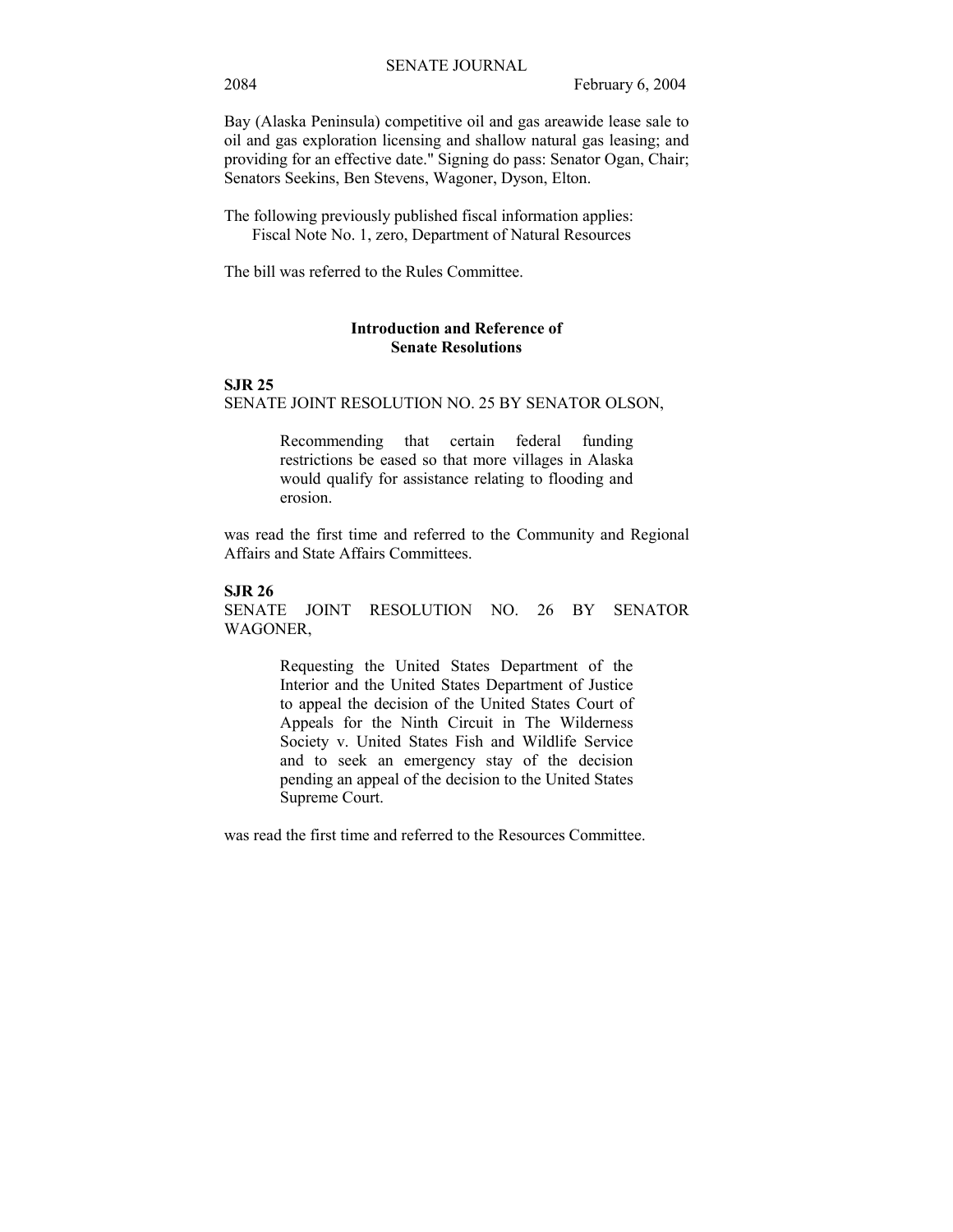Bay (Alaska Peninsula) competitive oil and gas areawide lease sale to oil and gas exploration licensing and shallow natural gas leasing; and providing for an effective date." Signing do pass: Senator Ogan, Chair; Senators Seekins, Ben Stevens, Wagoner, Dyson, Elton.

The following previously published fiscal information applies:
Fiscal Note No. 1, zero, Department of Natural Resources

The bill was referred to the Rules Committee.

## Introduction and Reference of Senate Resolutions

**SJR 25**
SENATE JOINT RESOLUTION NO. 25 BY SENATOR OLSON,

> Recommending that certain federal funding restrictions be eased so that more villages in Alaska would qualify for assistance relating to flooding and erosion.

was read the first time and referred to the Community and Regional Affairs and State Affairs Committees.

**SJR 26**
SENATE JOINT RESOLUTION NO. 26 BY SENATOR WAGONER,

> Requesting the United States Department of the Interior and the United States Department of Justice to appeal the decision of the United States Court of Appeals for the Ninth Circuit in The Wilderness Society v. United States Fish and Wildlife Service and to seek an emergency stay of the decision pending an appeal of the decision to the United States Supreme Court.

was read the first time and referred to the Resources Committee.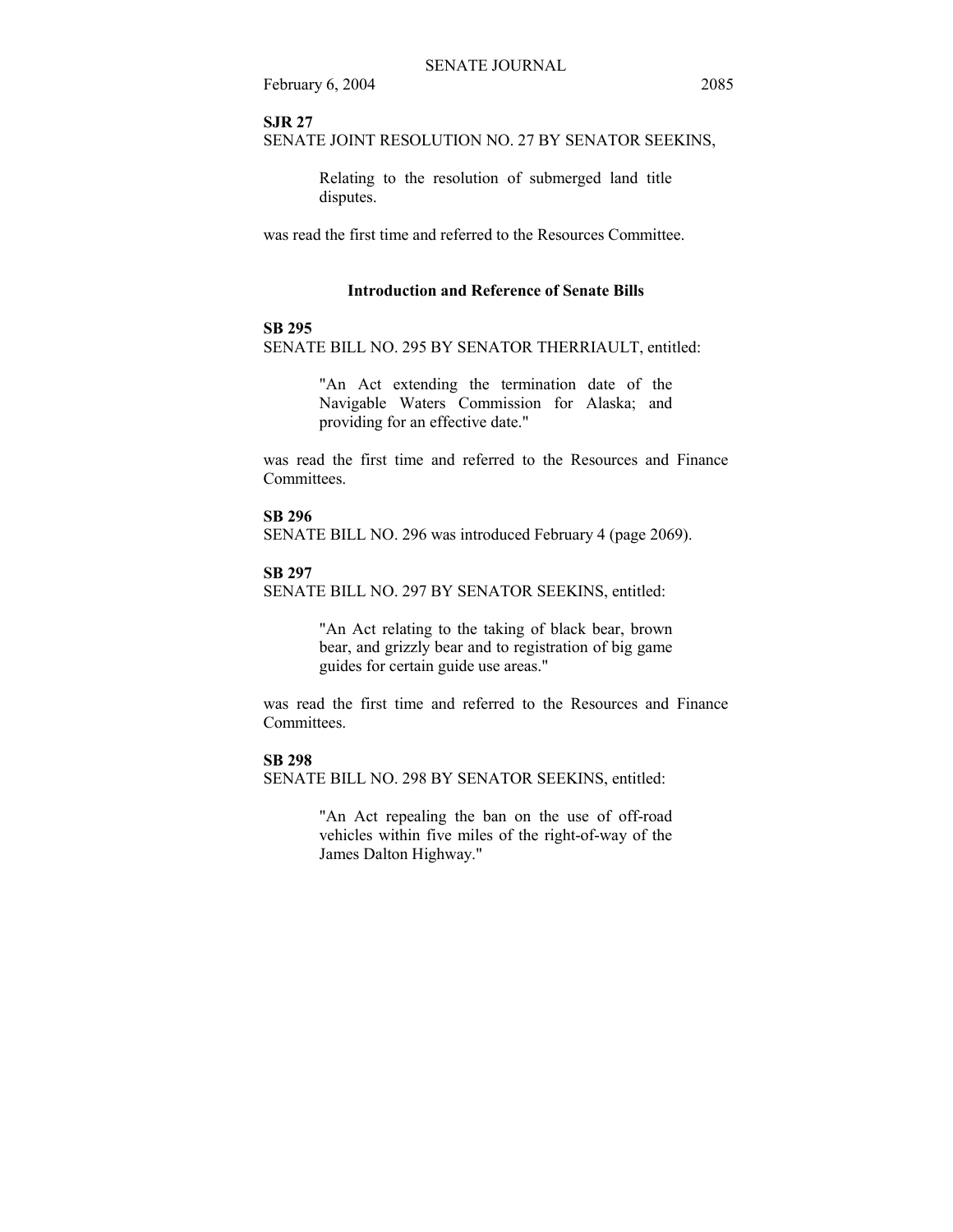**SJR 27**
SENATE JOINT RESOLUTION NO. 27 BY SENATOR SEEKINS,

> Relating to the resolution of submerged land title disputes.

was read the first time and referred to the Resources Committee.

## Introduction and Reference of Senate Bills

**SB 295**
SENATE BILL NO. 295 BY SENATOR THERRIAULT, entitled:

> "An Act extending the termination date of the Navigable Waters Commission for Alaska; and providing for an effective date."

was read the first time and referred to the Resources and Finance Committees.

**SB 296**
SENATE BILL NO. 296 was introduced February 4 (page 2069).

**SB 297**
SENATE BILL NO. 297 BY SENATOR SEEKINS, entitled:

> "An Act relating to the taking of black bear, brown bear, and grizzly bear and to registration of big game guides for certain guide use areas."

was read the first time and referred to the Resources and Finance Committees.

**SB 298**
SENATE BILL NO. 298 BY SENATOR SEEKINS, entitled:

> "An Act repealing the ban on the use of off-road vehicles within five miles of the right-of-way of the James Dalton Highway."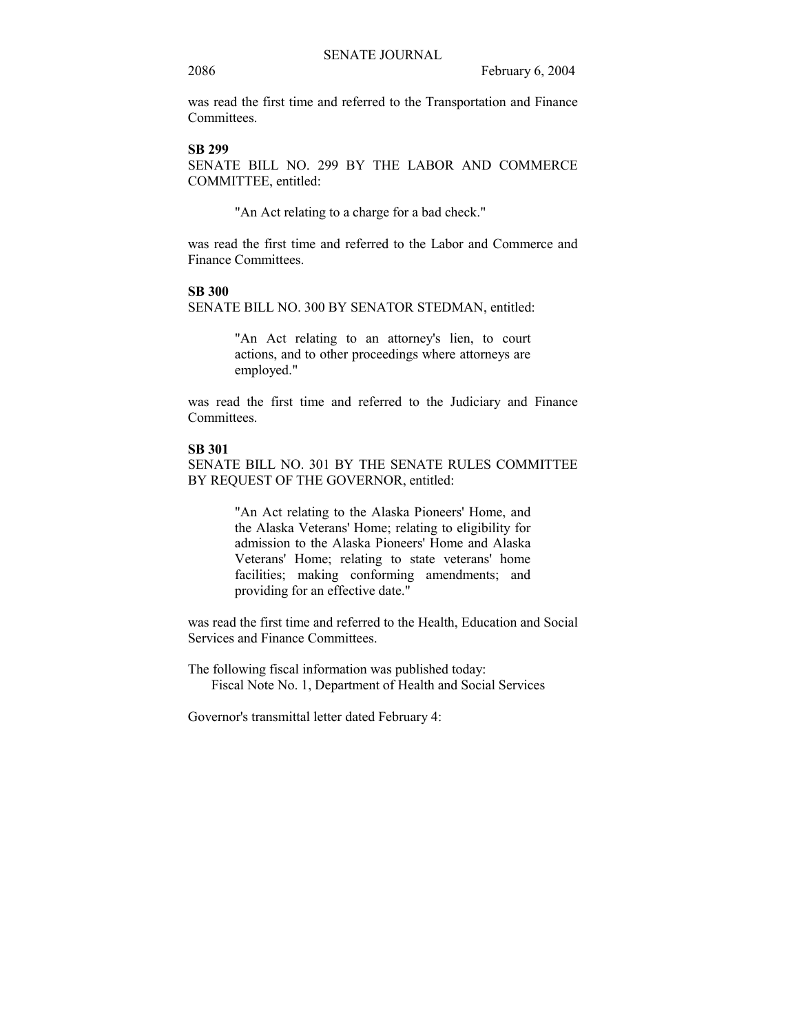was read the first time and referred to the Transportation and Finance Committees.

**SB 299**

SENATE BILL NO. 299 BY THE LABOR AND COMMERCE COMMITTEE, entitled:

> "An Act relating to a charge for a bad check."

was read the first time and referred to the Labor and Commerce and Finance Committees.

**SB 300**

SENATE BILL NO. 300 BY SENATOR STEDMAN, entitled:

> "An Act relating to an attorney's lien, to court actions, and to other proceedings where attorneys are employed."

was read the first time and referred to the Judiciary and Finance Committees.

**SB 301**

SENATE BILL NO. 301 BY THE SENATE RULES COMMITTEE BY REQUEST OF THE GOVERNOR, entitled:

> "An Act relating to the Alaska Pioneers' Home, and the Alaska Veterans' Home; relating to eligibility for admission to the Alaska Pioneers' Home and Alaska Veterans' Home; relating to state veterans' home facilities; making conforming amendments; and providing for an effective date."

was read the first time and referred to the Health, Education and Social Services and Finance Committees.

The following fiscal information was published today:

Fiscal Note No. 1, Department of Health and Social Services

Governor's transmittal letter dated February 4: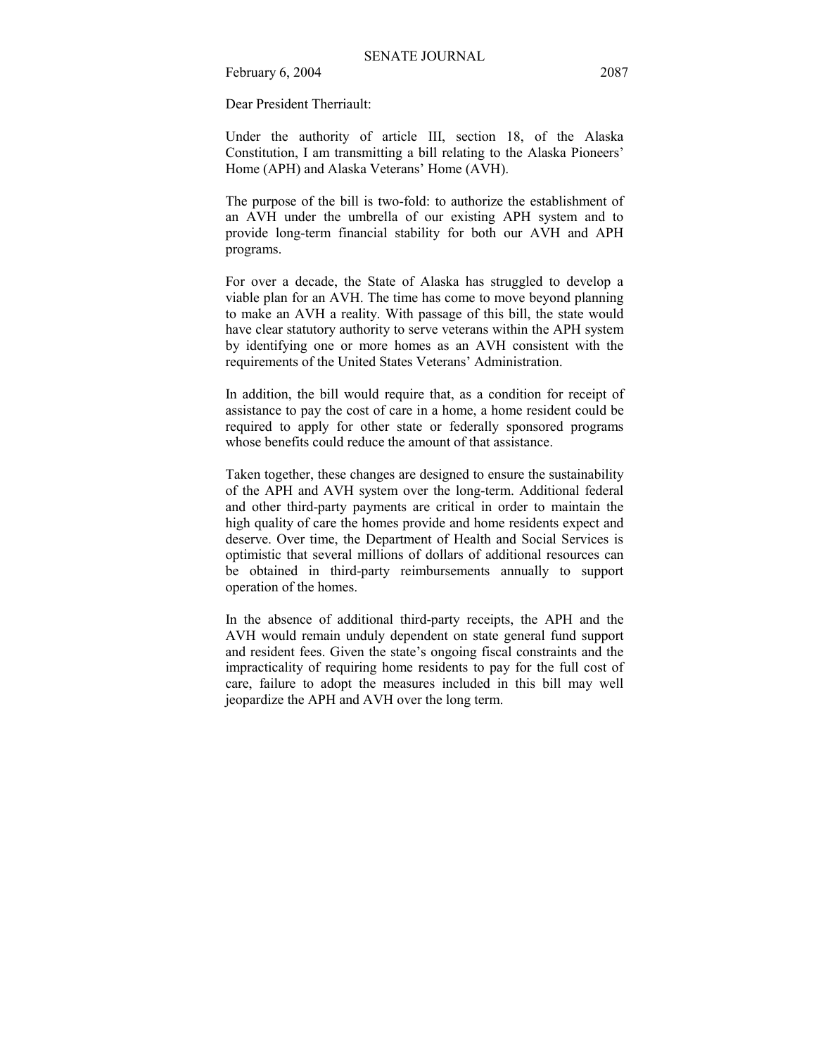Dear President Therriault:

Under the authority of article III, section 18, of the Alaska Constitution, I am transmitting a bill relating to the Alaska Pioneers' Home (APH) and Alaska Veterans' Home (AVH).

The purpose of the bill is two-fold: to authorize the establishment of an AVH under the umbrella of our existing APH system and to provide long-term financial stability for both our AVH and APH programs.

For over a decade, the State of Alaska has struggled to develop a viable plan for an AVH. The time has come to move beyond planning to make an AVH a reality. With passage of this bill, the state would have clear statutory authority to serve veterans within the APH system by identifying one or more homes as an AVH consistent with the requirements of the United States Veterans' Administration.

In addition, the bill would require that, as a condition for receipt of assistance to pay the cost of care in a home, a home resident could be required to apply for other state or federally sponsored programs whose benefits could reduce the amount of that assistance.

Taken together, these changes are designed to ensure the sustainability of the APH and AVH system over the long-term. Additional federal and other third-party payments are critical in order to maintain the high quality of care the homes provide and home residents expect and deserve. Over time, the Department of Health and Social Services is optimistic that several millions of dollars of additional resources can be obtained in third-party reimbursements annually to support operation of the homes.

In the absence of additional third-party receipts, the APH and the AVH would remain unduly dependent on state general fund support and resident fees. Given the state's ongoing fiscal constraints and the impracticality of requiring home residents to pay for the full cost of care, failure to adopt the measures included in this bill may well jeopardize the APH and AVH over the long term.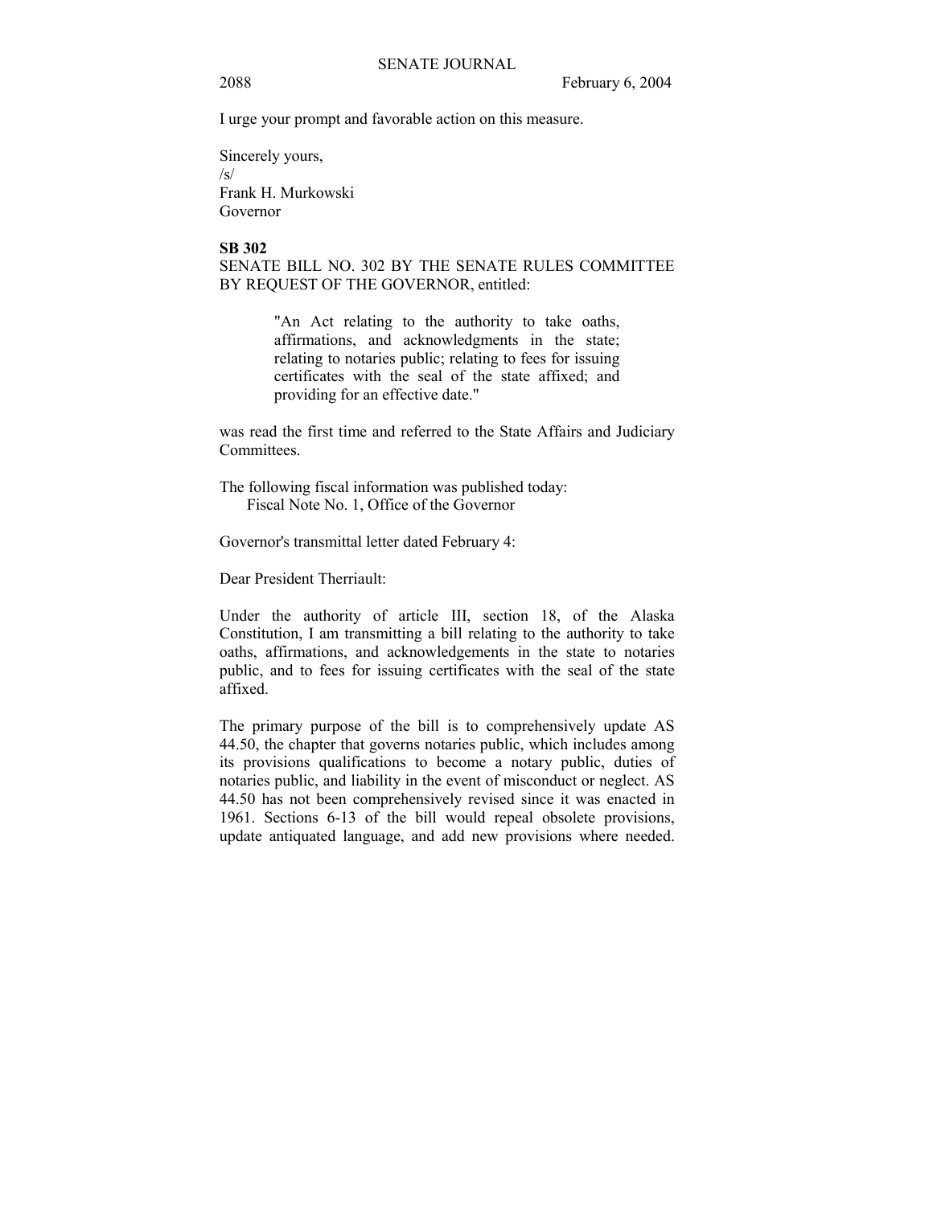I urge your prompt and favorable action on this measure.

Sincerely yours,
/s/
Frank H. Murkowski
Governor

**SB 302**
SENATE BILL NO. 302 BY THE SENATE RULES COMMITTEE BY REQUEST OF THE GOVERNOR, entitled:

> "An Act relating to the authority to take oaths, affirmations, and acknowledgments in the state; relating to notaries public; relating to fees for issuing certificates with the seal of the state affixed; and providing for an effective date."

was read the first time and referred to the State Affairs and Judiciary Committees.

The following fiscal information was published today:
Fiscal Note No. 1, Office of the Governor

Governor's transmittal letter dated February 4:

Dear President Therriault:

Under the authority of article III, section 18, of the Alaska Constitution, I am transmitting a bill relating to the authority to take oaths, affirmations, and acknowledgements in the state to notaries public, and to fees for issuing certificates with the seal of the state affixed.

The primary purpose of the bill is to comprehensively update AS 44.50, the chapter that governs notaries public, which includes among its provisions qualifications to become a notary public, duties of notaries public, and liability in the event of misconduct or neglect. AS 44.50 has not been comprehensively revised since it was enacted in 1961. Sections 6-13 of the bill would repeal obsolete provisions, update antiquated language, and add new provisions where needed.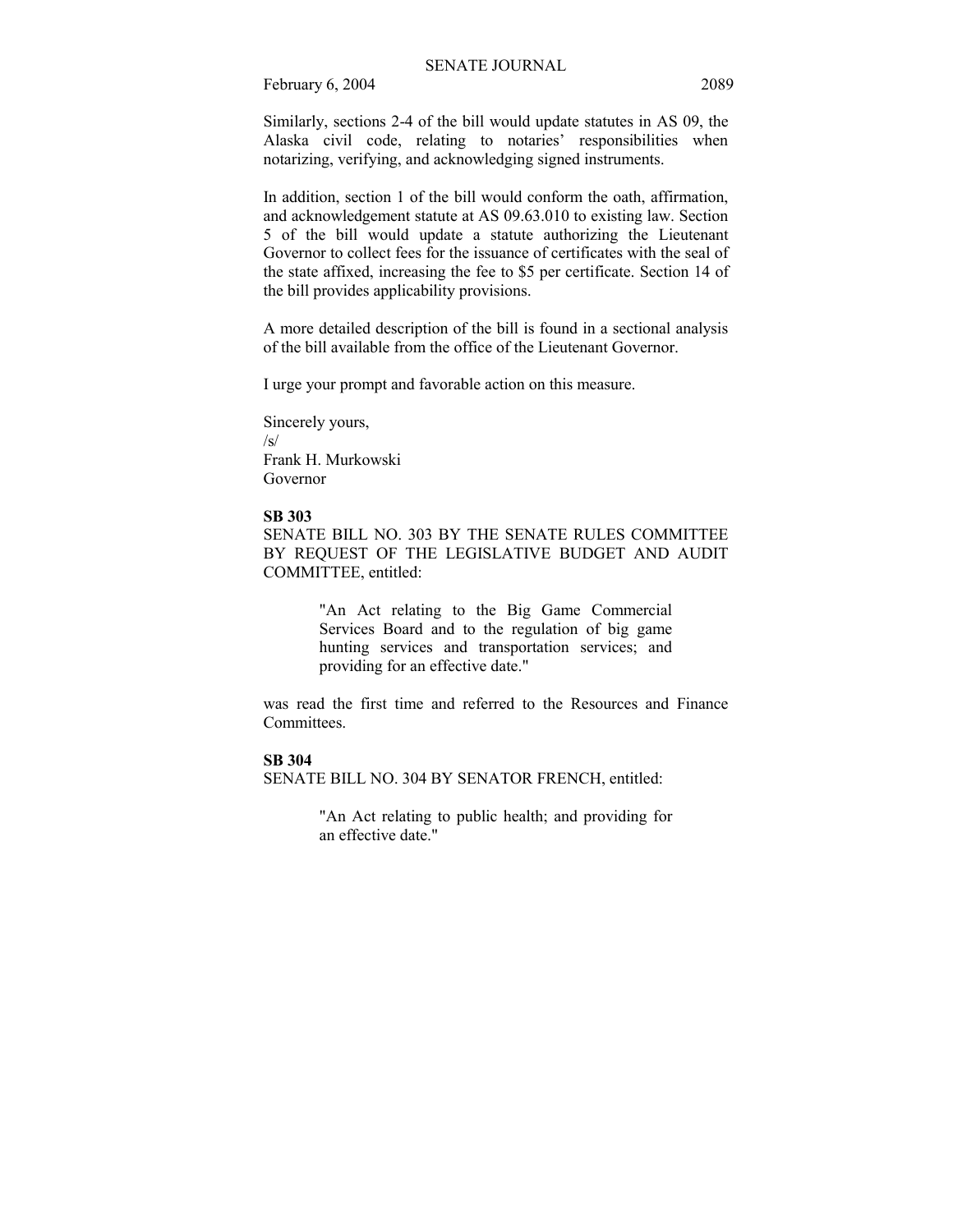Similarly, sections 2-4 of the bill would update statutes in AS 09, the Alaska civil code, relating to notaries' responsibilities when notarizing, verifying, and acknowledging signed instruments.

In addition, section 1 of the bill would conform the oath, affirmation, and acknowledgement statute at AS 09.63.010 to existing law. Section 5 of the bill would update a statute authorizing the Lieutenant Governor to collect fees for the issuance of certificates with the seal of the state affixed, increasing the fee to $5 per certificate. Section 14 of the bill provides applicability provisions.

A more detailed description of the bill is found in a sectional analysis of the bill available from the office of the Lieutenant Governor.

I urge your prompt and favorable action on this measure.

Sincerely yours,
/s/
Frank H. Murkowski
Governor

**SB 303**
SENATE BILL NO. 303 BY THE SENATE RULES COMMITTEE BY REQUEST OF THE LEGISLATIVE BUDGET AND AUDIT COMMITTEE, entitled:

> "An Act relating to the Big Game Commercial Services Board and to the regulation of big game hunting services and transportation services; and providing for an effective date."

was read the first time and referred to the Resources and Finance Committees.

**SB 304**
SENATE BILL NO. 304 BY SENATOR FRENCH, entitled:

> "An Act relating to public health; and providing for an effective date."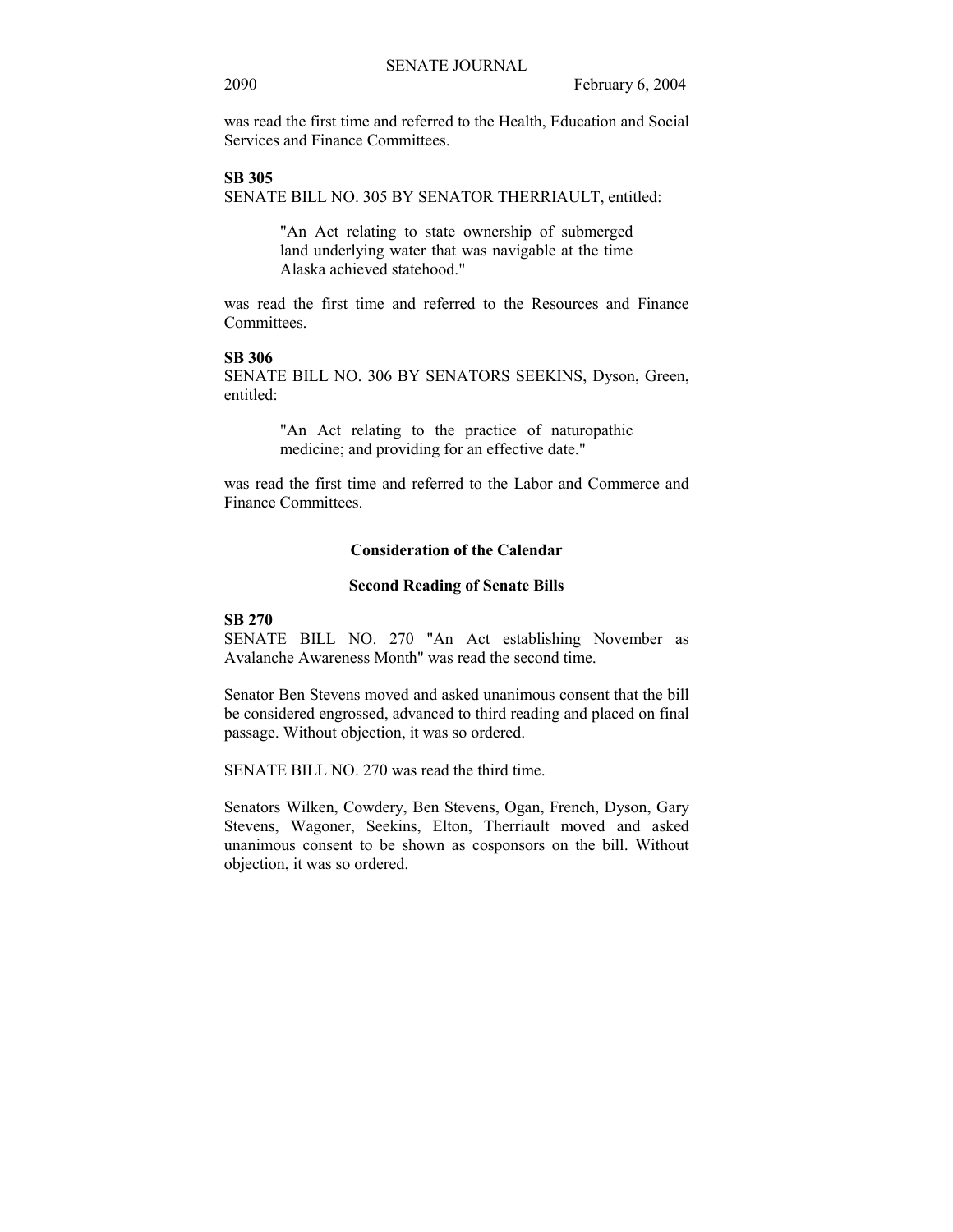was read the first time and referred to the Health, Education and Social Services and Finance Committees.

**SB 305**

SENATE BILL NO. 305 BY SENATOR THERRIAULT, entitled:

> "An Act relating to state ownership of submerged land underlying water that was navigable at the time Alaska achieved statehood."

was read the first time and referred to the Resources and Finance Committees.

**SB 306**

SENATE BILL NO. 306 BY SENATORS SEEKINS, Dyson, Green, entitled:

> "An Act relating to the practice of naturopathic medicine; and providing for an effective date."

was read the first time and referred to the Labor and Commerce and Finance Committees.

## Consideration of the Calendar

### Second Reading of Senate Bills

**SB 270**

SENATE BILL NO. 270 "An Act establishing November as Avalanche Awareness Month" was read the second time.

Senator Ben Stevens moved and asked unanimous consent that the bill be considered engrossed, advanced to third reading and placed on final passage. Without objection, it was so ordered.

SENATE BILL NO. 270 was read the third time.

Senators Wilken, Cowdery, Ben Stevens, Ogan, French, Dyson, Gary Stevens, Wagoner, Seekins, Elton, Therriault moved and asked unanimous consent to be shown as cosponsors on the bill. Without objection, it was so ordered.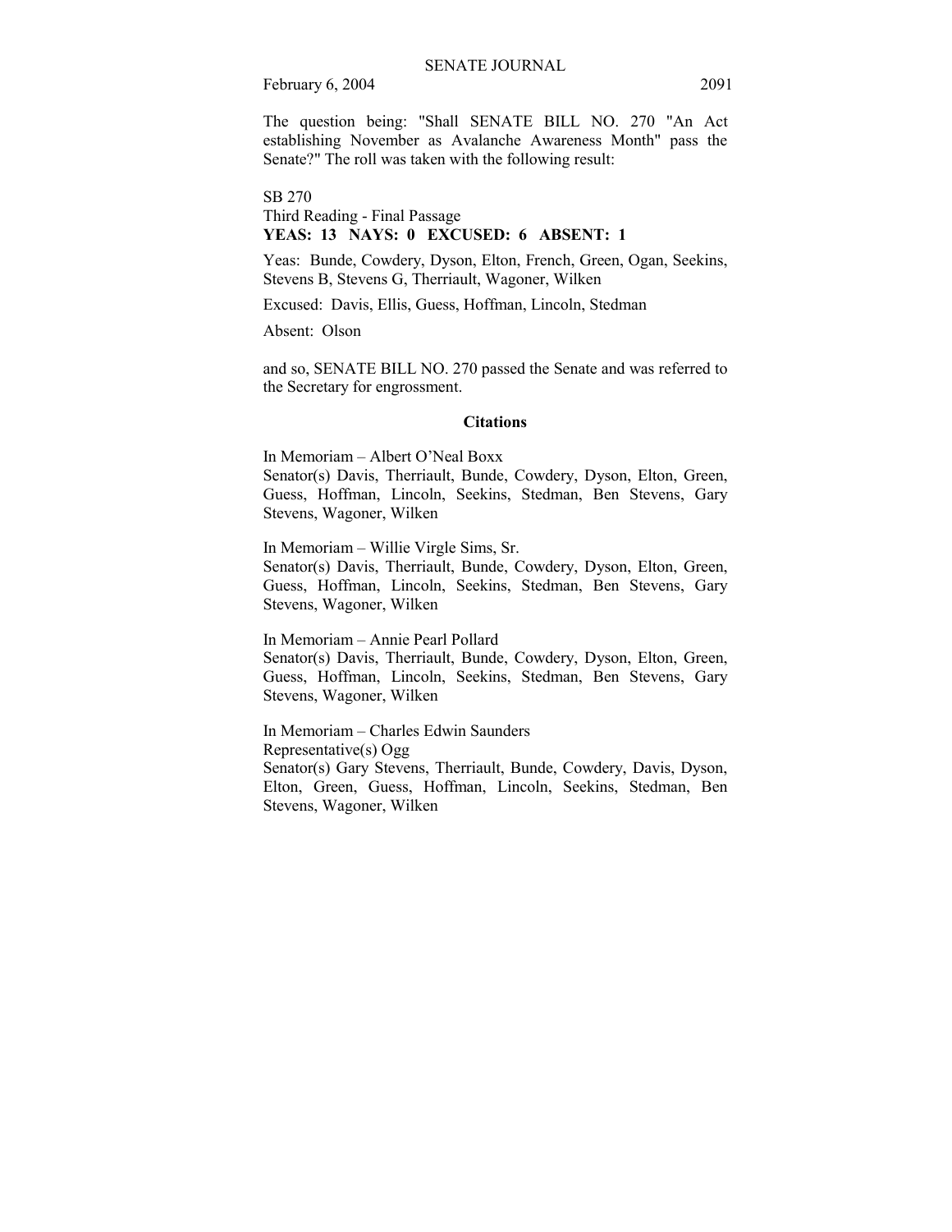The question being: "Shall SENATE BILL NO. 270 "An Act establishing November as Avalanche Awareness Month" pass the Senate?" The roll was taken with the following result:

SB 270
Third Reading - Final Passage
**YEAS: 13 NAYS: 0 EXCUSED: 6 ABSENT: 1**

Yeas: Bunde, Cowdery, Dyson, Elton, French, Green, Ogan, Seekins, Stevens B, Stevens G, Therriault, Wagoner, Wilken

Excused: Davis, Ellis, Guess, Hoffman, Lincoln, Stedman

Absent: Olson

and so, SENATE BILL NO. 270 passed the Senate and was referred to the Secretary for engrossment.

## Citations

In Memoriam – Albert O'Neal Boxx
Senator(s) Davis, Therriault, Bunde, Cowdery, Dyson, Elton, Green, Guess, Hoffman, Lincoln, Seekins, Stedman, Ben Stevens, Gary Stevens, Wagoner, Wilken

In Memoriam – Willie Virgle Sims, Sr.
Senator(s) Davis, Therriault, Bunde, Cowdery, Dyson, Elton, Green, Guess, Hoffman, Lincoln, Seekins, Stedman, Ben Stevens, Gary Stevens, Wagoner, Wilken

In Memoriam – Annie Pearl Pollard
Senator(s) Davis, Therriault, Bunde, Cowdery, Dyson, Elton, Green, Guess, Hoffman, Lincoln, Seekins, Stedman, Ben Stevens, Gary Stevens, Wagoner, Wilken

In Memoriam – Charles Edwin Saunders
Representative(s) Ogg
Senator(s) Gary Stevens, Therriault, Bunde, Cowdery, Davis, Dyson, Elton, Green, Guess, Hoffman, Lincoln, Seekins, Stedman, Ben Stevens, Wagoner, Wilken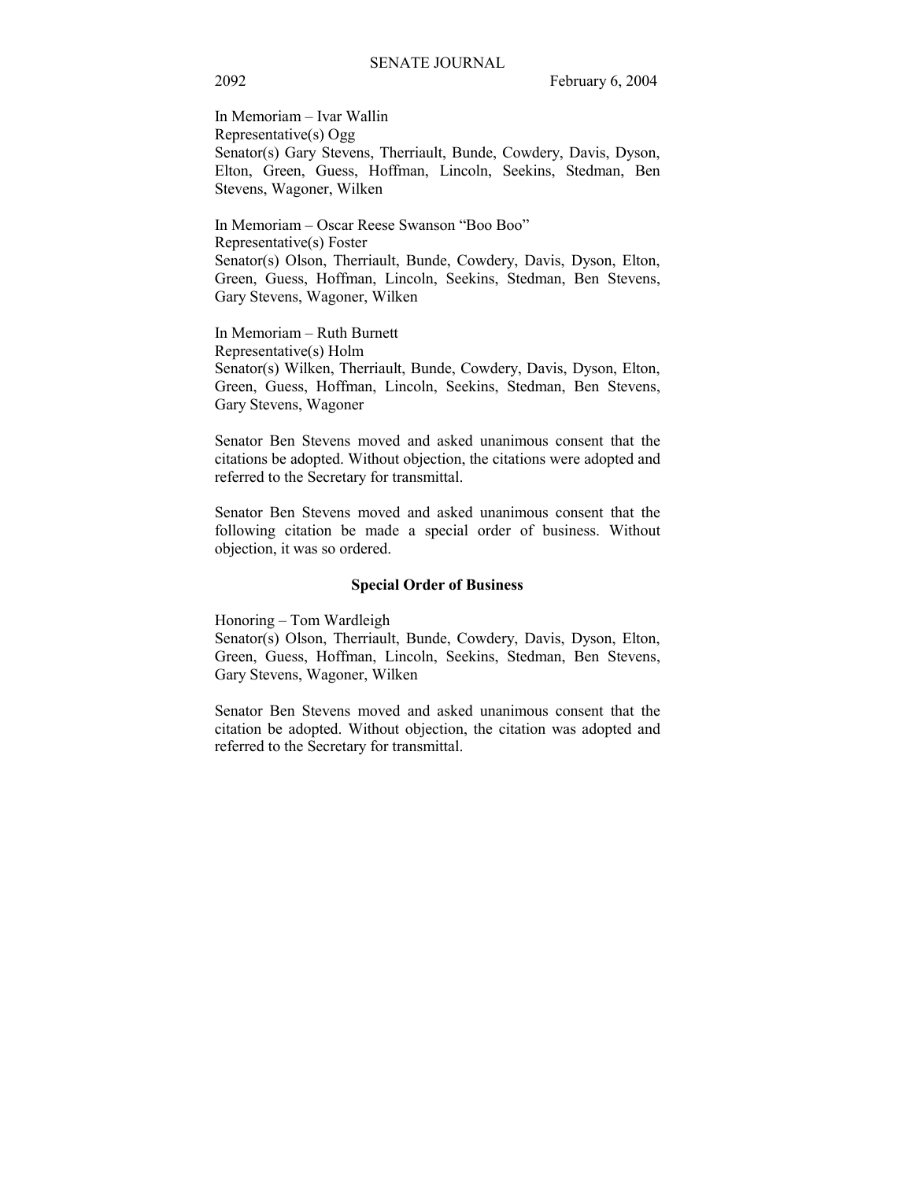In Memoriam – Ivar Wallin
Representative(s) Ogg
Senator(s) Gary Stevens, Therriault, Bunde, Cowdery, Davis, Dyson, Elton, Green, Guess, Hoffman, Lincoln, Seekins, Stedman, Ben Stevens, Wagoner, Wilken

In Memoriam – Oscar Reese Swanson "Boo Boo"
Representative(s) Foster
Senator(s) Olson, Therriault, Bunde, Cowdery, Davis, Dyson, Elton, Green, Guess, Hoffman, Lincoln, Seekins, Stedman, Ben Stevens, Gary Stevens, Wagoner, Wilken

In Memoriam – Ruth Burnett
Representative(s) Holm
Senator(s) Wilken, Therriault, Bunde, Cowdery, Davis, Dyson, Elton, Green, Guess, Hoffman, Lincoln, Seekins, Stedman, Ben Stevens, Gary Stevens, Wagoner

Senator Ben Stevens moved and asked unanimous consent that the citations be adopted. Without objection, the citations were adopted and referred to the Secretary for transmittal.

Senator Ben Stevens moved and asked unanimous consent that the following citation be made a special order of business. Without objection, it was so ordered.

**Special Order of Business**

Honoring – Tom Wardleigh
Senator(s) Olson, Therriault, Bunde, Cowdery, Davis, Dyson, Elton, Green, Guess, Hoffman, Lincoln, Seekins, Stedman, Ben Stevens, Gary Stevens, Wagoner, Wilken

Senator Ben Stevens moved and asked unanimous consent that the citation be adopted. Without objection, the citation was adopted and referred to the Secretary for transmittal.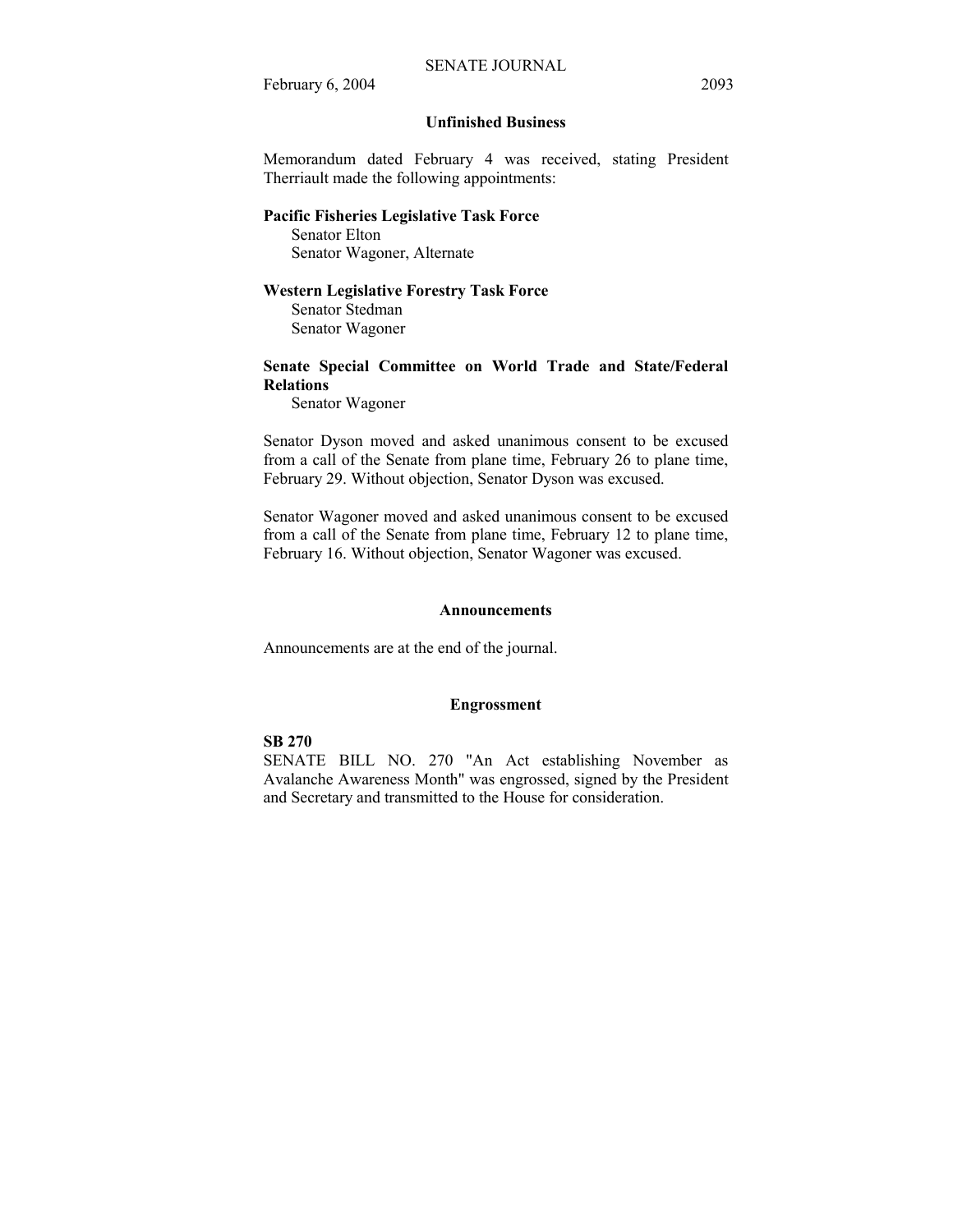## Unfinished Business

Memorandum dated February 4 was received, stating President Therriault made the following appointments:

**Pacific Fisheries Legislative Task Force**
Senator Elton
Senator Wagoner, Alternate

**Western Legislative Forestry Task Force**
Senator Stedman
Senator Wagoner

**Senate Special Committee on World Trade and State/Federal Relations**
Senator Wagoner

Senator Dyson moved and asked unanimous consent to be excused from a call of the Senate from plane time, February 26 to plane time, February 29. Without objection, Senator Dyson was excused.

Senator Wagoner moved and asked unanimous consent to be excused from a call of the Senate from plane time, February 12 to plane time, February 16. Without objection, Senator Wagoner was excused.

## Announcements

Announcements are at the end of the journal.

## Engrossment

**SB 270**
SENATE BILL NO. 270 "An Act establishing November as Avalanche Awareness Month" was engrossed, signed by the President and Secretary and transmitted to the House for consideration.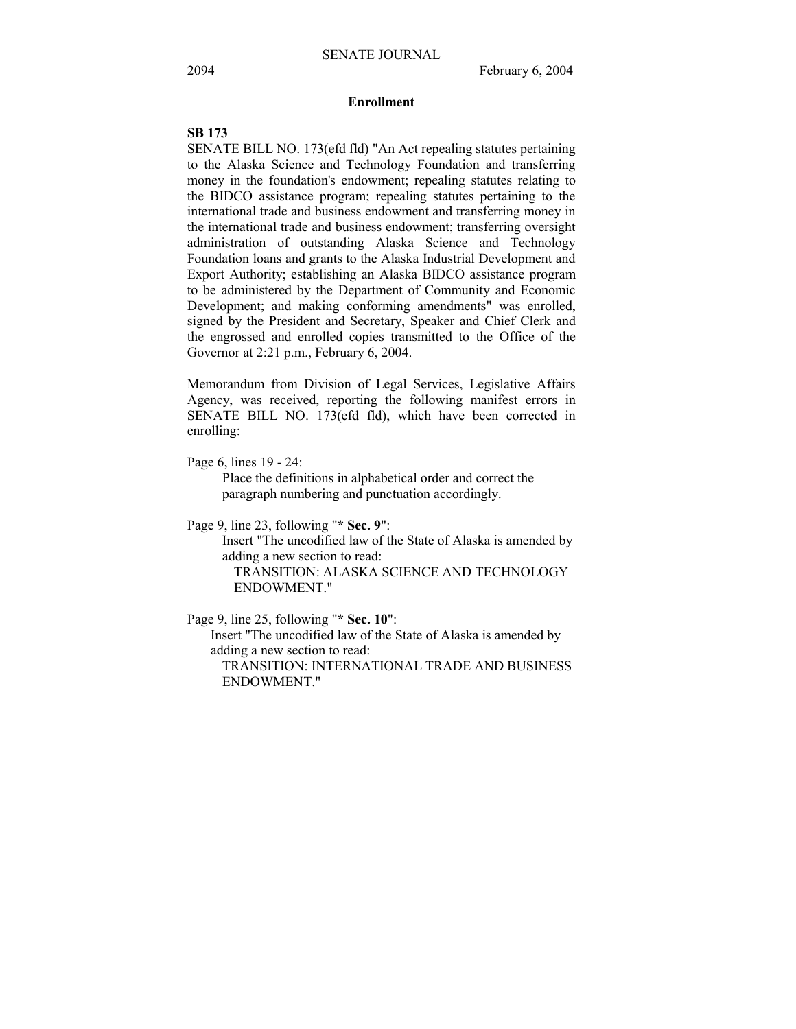## Enrollment

**SB 173**

SENATE BILL NO. 173(efd fld) "An Act repealing statutes pertaining to the Alaska Science and Technology Foundation and transferring money in the foundation's endowment; repealing statutes relating to the BIDCO assistance program; repealing statutes pertaining to the international trade and business endowment and transferring money in the international trade and business endowment; transferring oversight administration of outstanding Alaska Science and Technology Foundation loans and grants to the Alaska Industrial Development and Export Authority; establishing an Alaska BIDCO assistance program to be administered by the Department of Community and Economic Development; and making conforming amendments" was enrolled, signed by the President and Secretary, Speaker and Chief Clerk and the engrossed and enrolled copies transmitted to the Office of the Governor at 2:21 p.m., February 6, 2004.

Memorandum from Division of Legal Services, Legislative Affairs Agency, was received, reporting the following manifest errors in SENATE BILL NO. 173(efd fld), which have been corrected in enrolling:

Page 6, lines 19 - 24:
Place the definitions in alphabetical order and correct the paragraph numbering and punctuation accordingly.

Page 9, line 23, following "**\* Sec. 9**":
Insert "The uncodified law of the State of Alaska is amended by adding a new section to read:
TRANSITION: ALASKA SCIENCE AND TECHNOLOGY ENDOWMENT."

Page 9, line 25, following "**\* Sec. 10**":
Insert "The uncodified law of the State of Alaska is amended by adding a new section to read:
TRANSITION: INTERNATIONAL TRADE AND BUSINESS ENDOWMENT."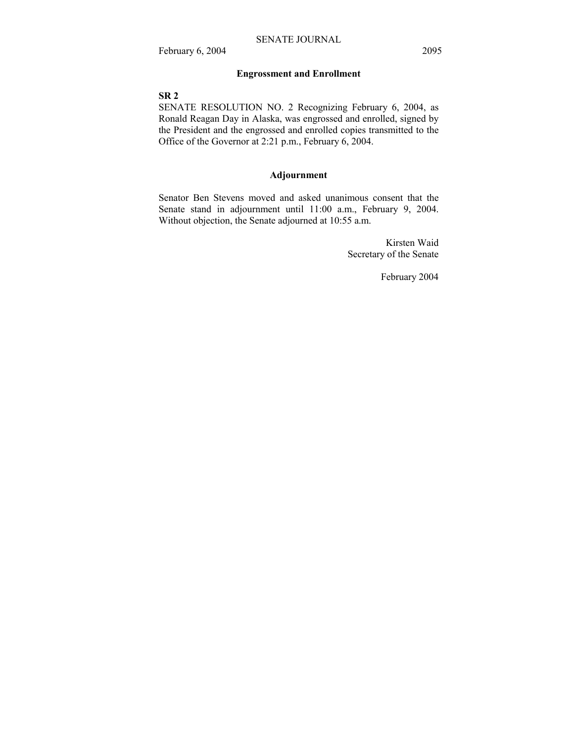## Engrossment and Enrollment

**SR 2**
SENATE RESOLUTION NO. 2 Recognizing February 6, 2004, as Ronald Reagan Day in Alaska, was engrossed and enrolled, signed by the President and the engrossed and enrolled copies transmitted to the Office of the Governor at 2:21 p.m., February 6, 2004.

## Adjournment

Senator Ben Stevens moved and asked unanimous consent that the Senate stand in adjournment until 11:00 a.m., February 9, 2004. Without objection, the Senate adjourned at 10:55 a.m.

Kirsten Waid
Secretary of the Senate

February 2004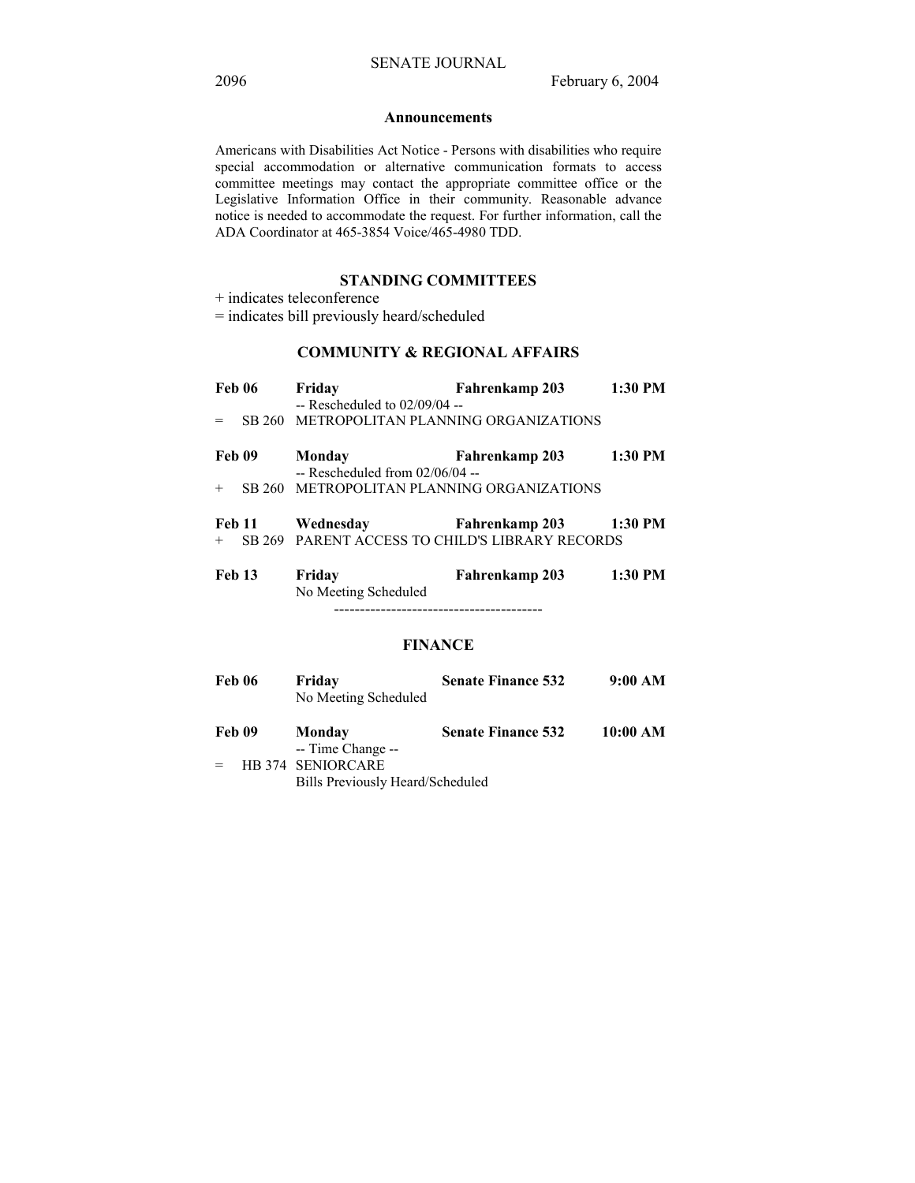## Announcements

Americans with Disabilities Act Notice - Persons with disabilities who require special accommodation or alternative communication formats to access committee meetings may contact the appropriate committee office or the Legislative Information Office in their community. Reasonable advance notice is needed to accommodate the request. For further information, call the ADA Coordinator at 465-3854 Voice/465-4980 TDD.

## STANDING COMMITTEES

+ indicates teleconference
= indicates bill previously heard/scheduled

### COMMUNITY & REGIONAL AFFAIRS

**Feb 06** **Friday** **Fahrenkamp 203** **1:30 PM**
-- Rescheduled to 02/09/04 --
= SB 260 METROPOLITAN PLANNING ORGANIZATIONS

**Feb 09** **Monday** **Fahrenkamp 203** **1:30 PM**
-- Rescheduled from 02/06/04 --
+ SB 260 METROPOLITAN PLANNING ORGANIZATIONS

**Feb 11** **Wednesday** **Fahrenkamp 203** **1:30 PM**
+ SB 269 PARENT ACCESS TO CHILD'S LIBRARY RECORDS

**Feb 13** **Friday** **Fahrenkamp 203** **1:30 PM**
No Meeting Scheduled

----------------------------------------

### FINANCE

**Feb 06** **Friday** **Senate Finance 532** **9:00 AM**
No Meeting Scheduled

**Feb 09** **Monday** **Senate Finance 532** **10:00 AM**
-- Time Change --
= HB 374 SENIORCARE
Bills Previously Heard/Scheduled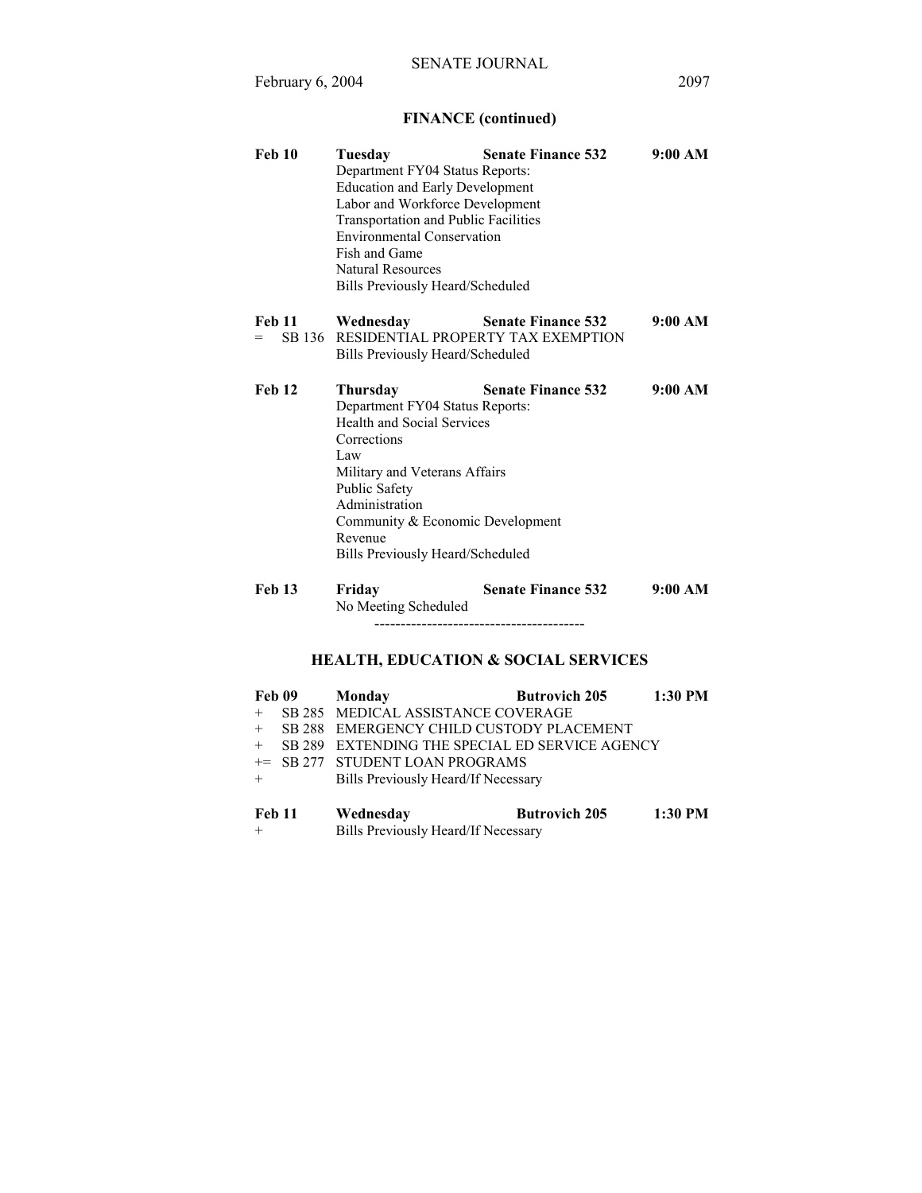## FINANCE (continued)

**Feb 10** **Tuesday** **Senate Finance 532** **9:00 AM**

Department FY04 Status Reports:
Education and Early Development
Labor and Workforce Development
Transportation and Public Facilities
Environmental Conservation
Fish and Game
Natural Resources
Bills Previously Heard/Scheduled

**Feb 11** **Wednesday** **Senate Finance 532** **9:00 AM**

= SB 136 RESIDENTIAL PROPERTY TAX EXEMPTION
Bills Previously Heard/Scheduled

**Feb 12** **Thursday** **Senate Finance 532** **9:00 AM**

Department FY04 Status Reports:
Health and Social Services
Corrections
Law
Military and Veterans Affairs
Public Safety
Administration
Community & Economic Development
Revenue
Bills Previously Heard/Scheduled

**Feb 13** **Friday** **Senate Finance 532** **9:00 AM**

No Meeting Scheduled

----------------------------------------

## HEALTH, EDUCATION & SOCIAL SERVICES

**Feb 09** **Monday** **Butrovich 205** **1:30 PM**

\+ SB 285 MEDICAL ASSISTANCE COVERAGE
\+ SB 288 EMERGENCY CHILD CUSTODY PLACEMENT
\+ SB 289 EXTENDING THE SPECIAL ED SERVICE AGENCY
+= SB 277 STUDENT LOAN PROGRAMS
\+ Bills Previously Heard/If Necessary

**Feb 11** **Wednesday** **Butrovich 205** **1:30 PM**

\+ Bills Previously Heard/If Necessary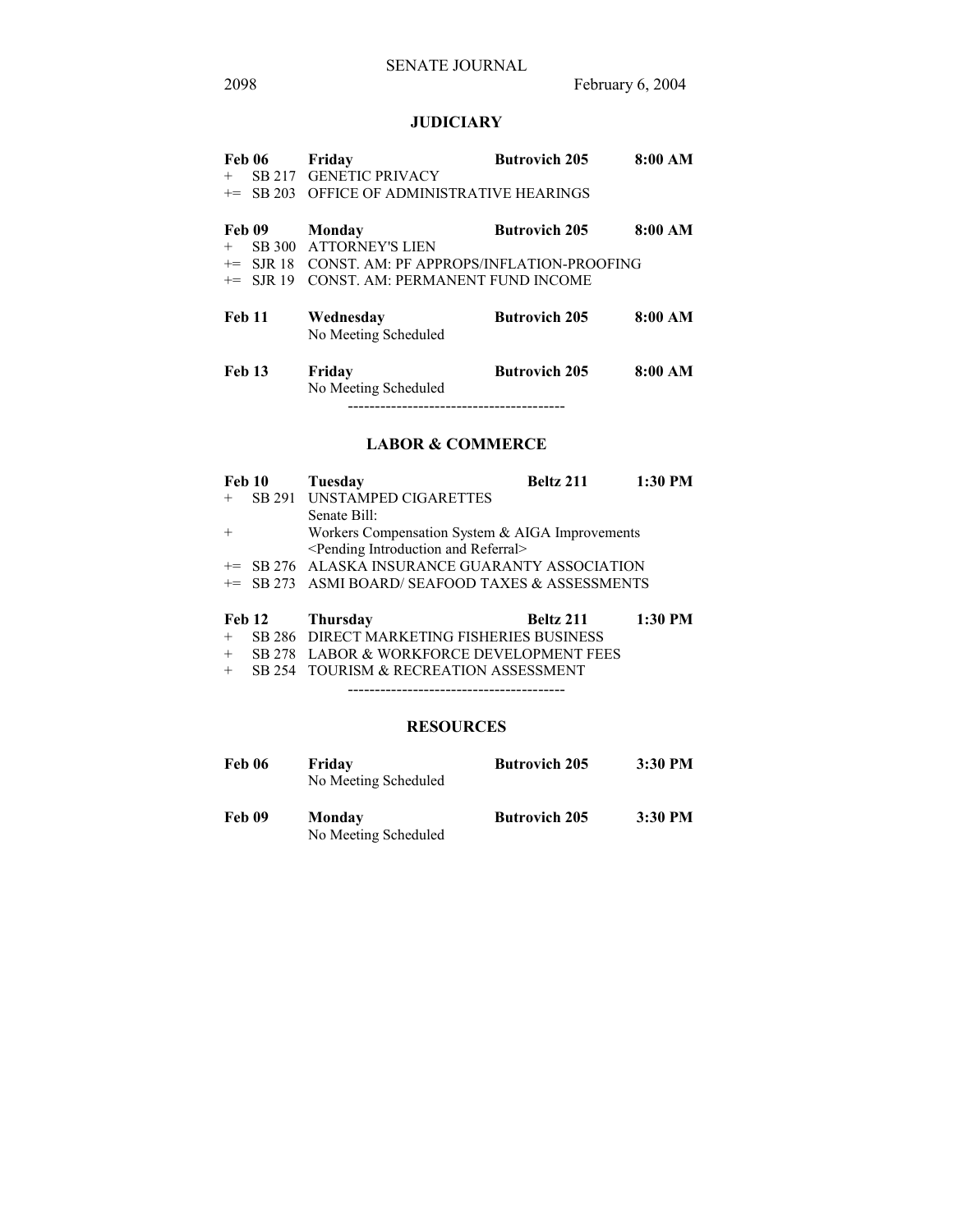## JUDICIARY

| | | | | |
|---|---|---|---|---|
| **Feb 06** | | **Friday** | **Butrovich 205** | **8:00 AM** |
| + | SB 217 | GENETIC PRIVACY | | |
| += | SB 203 | OFFICE OF ADMINISTRATIVE HEARINGS | | |
| **Feb 09** | | **Monday** | **Butrovich 205** | **8:00 AM** |
| + | SB 300 | ATTORNEY'S LIEN | | |
| += | SJR 18 | CONST. AM: PF APPROPS/INFLATION-PROOFING | | |
| += | SJR 19 | CONST. AM: PERMANENT FUND INCOME | | |
| **Feb 11** | | **Wednesday** No Meeting Scheduled | **Butrovich 205** | **8:00 AM** |
| **Feb 13** | | **Friday** No Meeting Scheduled | **Butrovich 205** | **8:00 AM** |

----------------------------------------

## LABOR & COMMERCE

| | | | | |
|---|---|---|---|---|
| **Feb 10** | | **Tuesday** | **Beltz 211** | **1:30 PM** |
| + | SB 291 | UNSTAMPED CIGARETTES | | |
| | | Senate Bill: | | |
| + | | Workers Compensation System & AIGA Improvements <Pending Introduction and Referral> | | |
| += | SB 276 | ALASKA INSURANCE GUARANTY ASSOCIATION | | |
| += | SB 273 | ASMI BOARD/ SEAFOOD TAXES & ASSESSMENTS | | |
| **Feb 12** | | **Thursday** | **Beltz 211** | **1:30 PM** |
| + | SB 286 | DIRECT MARKETING FISHERIES BUSINESS | | |
| + | SB 278 | LABOR & WORKFORCE DEVELOPMENT FEES | | |
| + | SB 254 | TOURISM & RECREATION ASSESSMENT | | |

----------------------------------------

## RESOURCES

| | | | |
|---|---|---|---|
| **Feb 06** | **Friday** No Meeting Scheduled | **Butrovich 205** | **3:30 PM** |
| **Feb 09** | **Monday** No Meeting Scheduled | **Butrovich 205** | **3:30 PM** |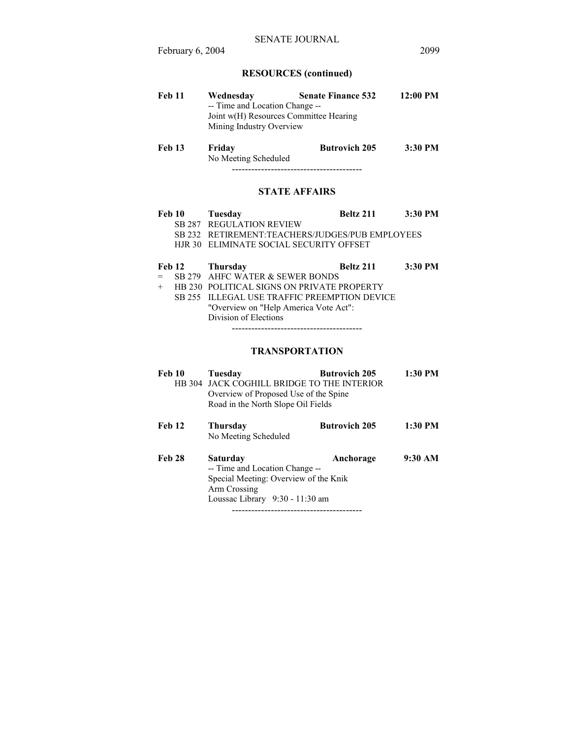## RESOURCES (continued)

| | | | |
|---|---|---|---|
| **Feb 11** | **Wednesday** | **Senate Finance 532** | **12:00 PM** |
| | -- Time and Location Change -- | | |
| | Joint w(H) Resources Committee Hearing | | |
| | Mining Industry Overview | | |
| **Feb 13** | **Friday** | **Butrovich 205** | **3:30 PM** |
| | No Meeting Scheduled | | |

----------------------------------------

## STATE AFFAIRS

| | | | |
|---|---|---|---|
| **Feb 10** | **Tuesday** | **Beltz 211** | **3:30 PM** |
| SB 287 | REGULATION REVIEW | | |
| SB 232 | RETIREMENT:TEACHERS/JUDGES/PUB EMPLOYEES | | |
| HJR 30 | ELIMINATE SOCIAL SECURITY OFFSET | | |
| **Feb 12** | **Thursday** | **Beltz 211** | **3:30 PM** |
| = SB 279 | AHFC WATER & SEWER BONDS | | |
| + HB 230 | POLITICAL SIGNS ON PRIVATE PROPERTY | | |
| SB 255 | ILLEGAL USE TRAFFIC PREEMPTION DEVICE | | |
| | "Overview on "Help America Vote Act": | | |
| | Division of Elections | | |

----------------------------------------

## TRANSPORTATION

| | | | |
|---|---|---|---|
| **Feb 10** | **Tuesday** | **Butrovich 205** | **1:30 PM** |
| HB 304 | JACK COGHILL BRIDGE TO THE INTERIOR | | |
| | Overview of Proposed Use of the Spine | | |
| | Road in the North Slope Oil Fields | | |
| **Feb 12** | **Thursday** | **Butrovich 205** | **1:30 PM** |
| | No Meeting Scheduled | | |
| **Feb 28** | **Saturday** | **Anchorage** | **9:30 AM** |
| | -- Time and Location Change -- | | |
| | Special Meeting: Overview of the Knik | | |
| | Arm Crossing | | |
| | Loussac Library 9:30 - 11:30 am | | |

----------------------------------------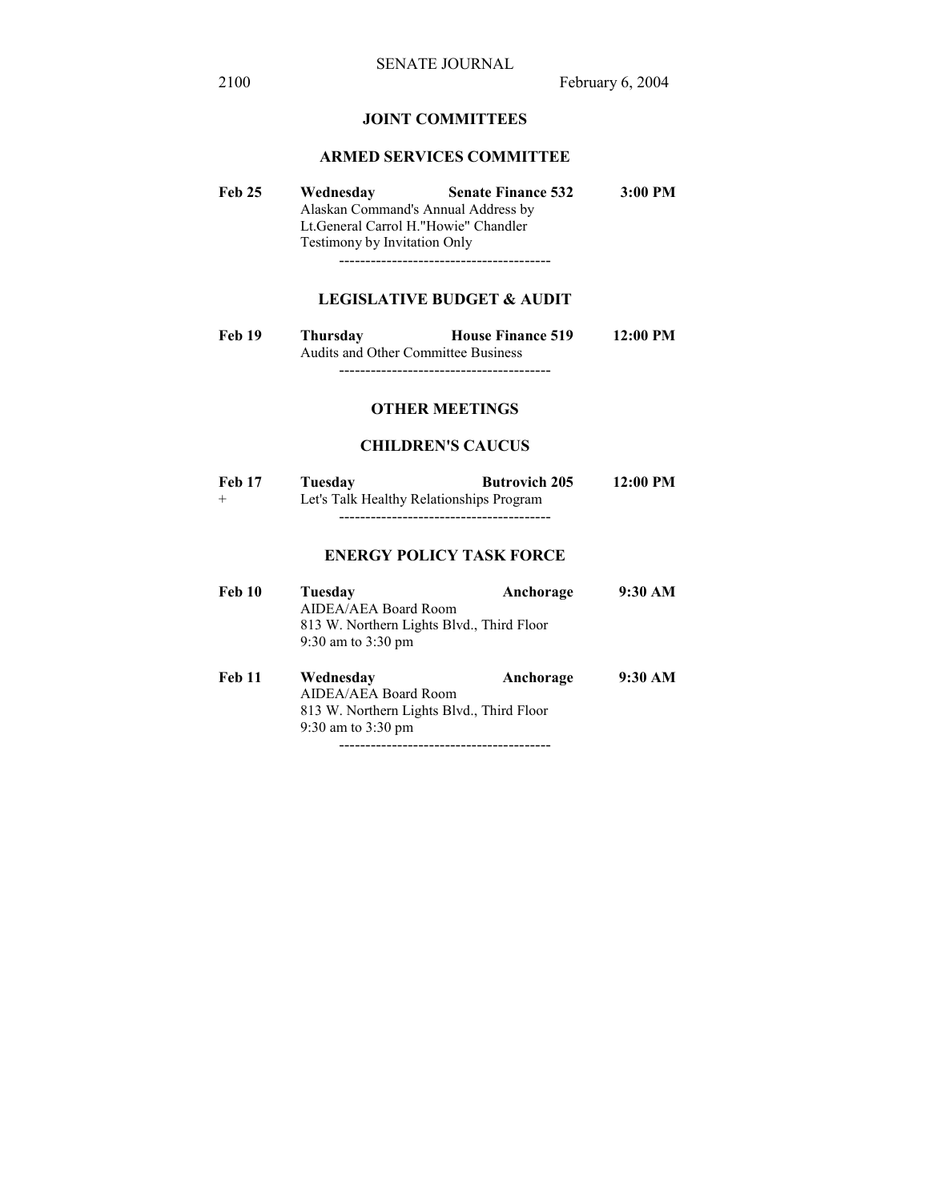## JOINT COMMITTEES

### ARMED SERVICES COMMITTEE

| | | | |
|---|---|---|---|
| **Feb 25** | **Wednesday** | **Senate Finance 532** | **3:00 PM** |
| | Alaskan Command's Annual Address by Lt.General Carrol H."Howie" Chandler Testimony by Invitation Only | | |

----------------------------------------

### LEGISLATIVE BUDGET & AUDIT

| | | | |
|---|---|---|---|
| **Feb 19** | **Thursday** | **House Finance 519** | **12:00 PM** |
| | Audits and Other Committee Business | | |

----------------------------------------

## OTHER MEETINGS

### CHILDREN'S CAUCUS

| | | | |
|---|---|---|---|
| **Feb 17** | **Tuesday** | **Butrovich 205** | **12:00 PM** |
| + | Let's Talk Healthy Relationships Program | | |

----------------------------------------

### ENERGY POLICY TASK FORCE

| | | | |
|---|---|---|---|
| **Feb 10** | **Tuesday** | **Anchorage** | **9:30 AM** |
| | AIDEA/AEA Board Room 813 W. Northern Lights Blvd., Third Floor 9:30 am to 3:30 pm | | |
| **Feb 11** | **Wednesday** | **Anchorage** | **9:30 AM** |
| | AIDEA/AEA Board Room 813 W. Northern Lights Blvd., Third Floor 9:30 am to 3:30 pm | | |

----------------------------------------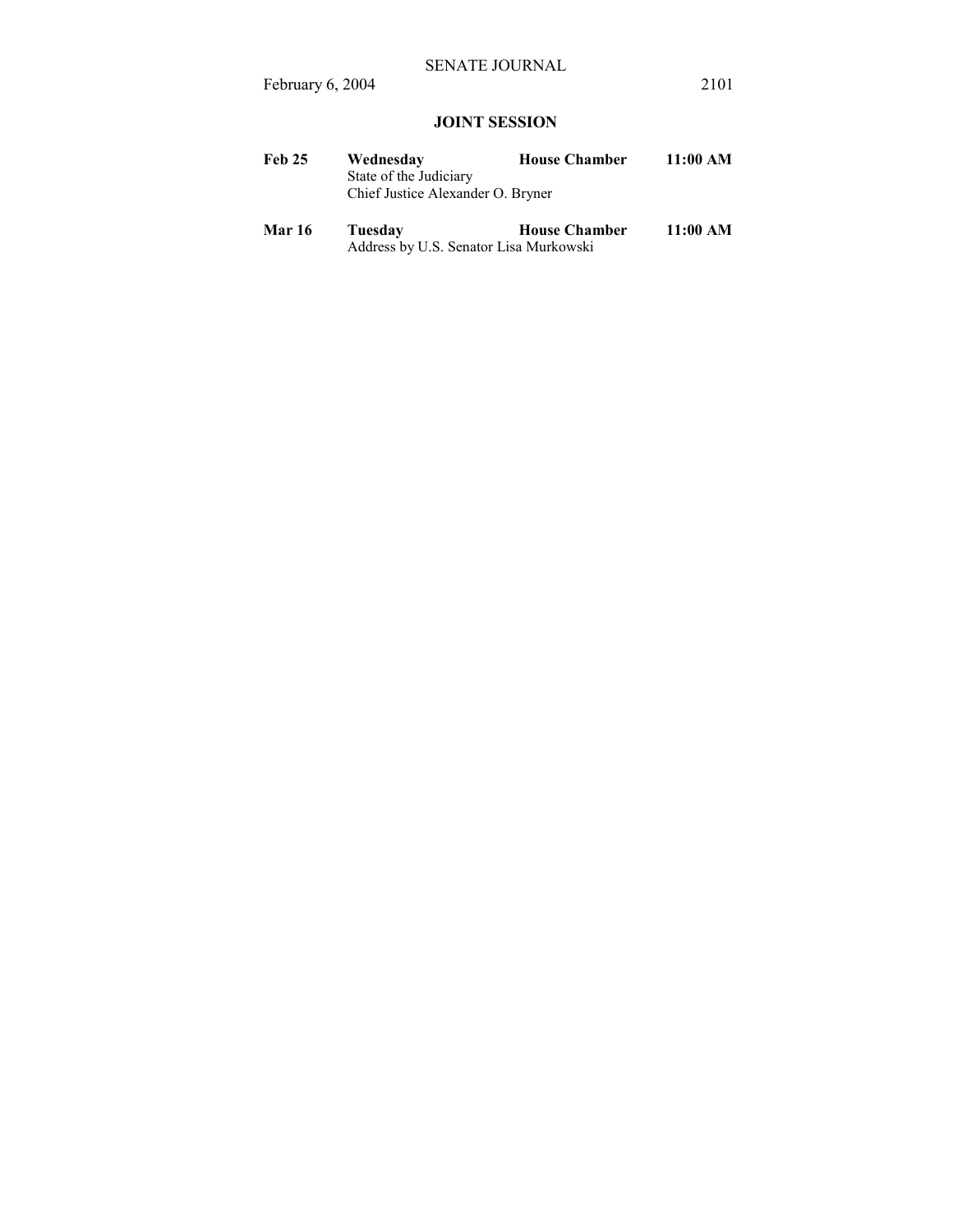## JOINT SESSION

**Feb 25** **Wednesday** **House Chamber** **11:00 AM**
State of the Judiciary
Chief Justice Alexander O. Bryner

**Mar 16** **Tuesday** **House Chamber** **11:00 AM**
Address by U.S. Senator Lisa Murkowski